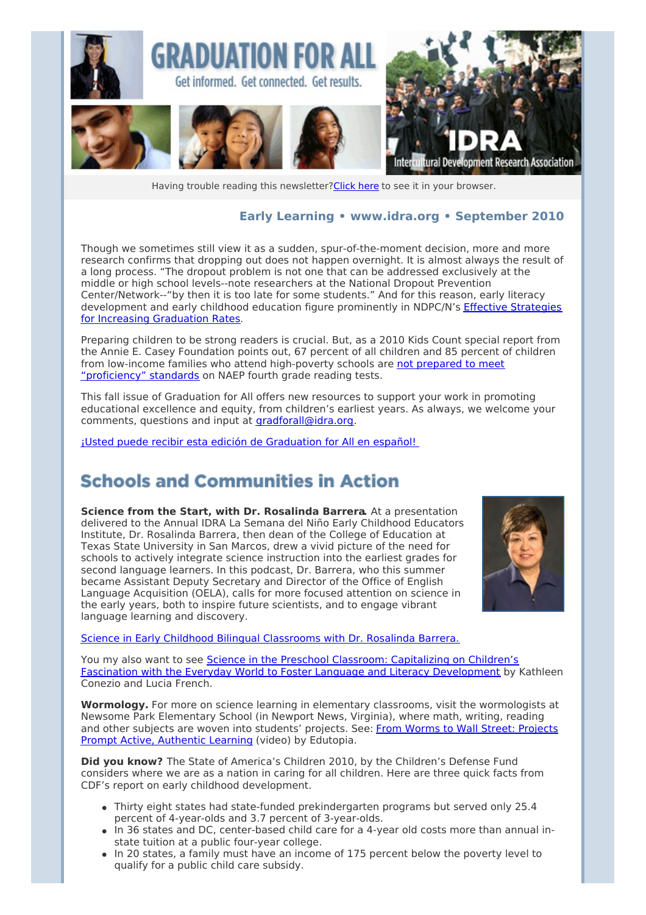# GRADUATION FOR ALL

Get informed. Get connected. Get results.

IDRA Intercultural Development Research Association

Having trouble reading this newsletter? Click here to see it in your browser.

**Early Learning • www.idra.org • September 2010**

Though we sometimes still view it as a sudden, spur-of-the-moment decision, more and more research confirms that dropping out does not happen overnight. It is almost always the result of a long process. "The dropout problem is not one that can be addressed exclusively at the middle or high school levels--note researchers at the National Dropout Prevention Center/Network--"by then it is too late for some students." And for this reason, early literacy development and early childhood education figure prominently in NDPC/N's Effective Strategies for Increasing Graduation Rates.

Preparing children to be strong readers is crucial. But, as a 2010 Kids Count special report from the Annie E. Casey Foundation points out, 67 percent of all children and 85 percent of children from low-income families who attend high-poverty schools are not prepared to meet "proficiency" standards on NAEP fourth grade reading tests.

This fall issue of Graduation for All offers new resources to support your work in promoting educational excellence and equity, from children's earliest years. As always, we welcome your comments, questions and input at gradforall@idra.org.

¡Usted puede recibir esta edición de Graduation for All en español!

## Schools and Communities in Action

**Science from the Start, with Dr. Rosalinda Barrera.** At a presentation delivered to the Annual IDRA La Semana del Niño Early Childhood Educators Institute, Dr. Rosalinda Barrera, then dean of the College of Education at Texas State University in San Marcos, drew a vivid picture of the need for schools to actively integrate science instruction into the earliest grades for second language learners. In this podcast, Dr. Barrera, who this summer became Assistant Deputy Secretary and Director of the Office of English Language Acquisition (OELA), calls for more focused attention on science in the early years, both to inspire future scientists, and to engage vibrant language learning and discovery.

Science in Early Childhood Bilingual Classrooms with Dr. Rosalinda Barrera.

You my also want to see Science in the Preschool Classroom: Capitalizing on Children's Fascination with the Everyday World to Foster Language and Literacy Development by Kathleen Conezio and Lucia French.

**Wormology.** For more on science learning in elementary classrooms, visit the wormologists at Newsome Park Elementary School (in Newport News, Virginia), where math, writing, reading and other subjects are woven into students' projects. See: From Worms to Wall Street: Projects Prompt Active, Authentic Learning (video) by Edutopia.

**Did you know?** The State of America's Children 2010, by the Children's Defense Fund considers where we are as a nation in caring for all children. Here are three quick facts from CDF's report on early childhood development.

- Thirty eight states had state-funded prekindergarten programs but served only 25.4 percent of 4-year-olds and 3.7 percent of 3-year-olds.
- In 36 states and DC, center-based child care for a 4-year old costs more than annual in-state tuition at a public four-year college.
- In 20 states, a family must have an income of 175 percent below the poverty level to qualify for a public child care subsidy.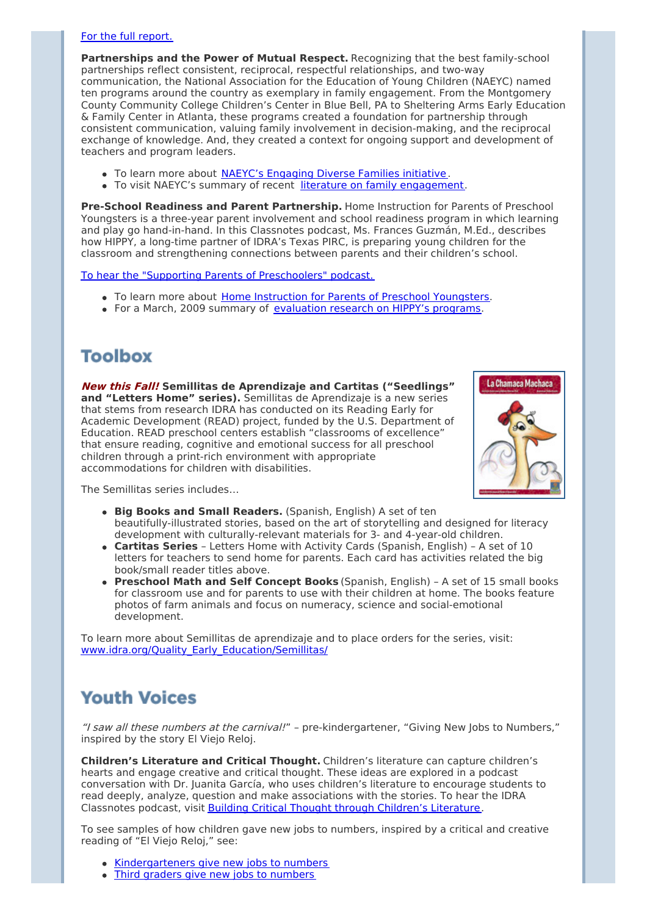For the full report.

**Partnerships and the Power of Mutual Respect.** Recognizing that the best family-school partnerships reflect consistent, reciprocal, respectful relationships, and two-way communication, the National Association for the Education of Young Children (NAEYC) named ten programs around the country as exemplary in family engagement. From the Montgomery County Community College Children's Center in Blue Bell, PA to Sheltering Arms Early Education & Family Center in Atlanta, these programs created a foundation for partnership through consistent communication, valuing family involvement in decision-making, and the reciprocal exchange of knowledge. And, they created a context for ongoing support and development of teachers and program leaders.

- To learn more about NAEYC's Engaging Diverse Families initiative.
- To visit NAEYC's summary of recent literature on family engagement.

**Pre-School Readiness and Parent Partnership.** Home Instruction for Parents of Preschool Youngsters is a three-year parent involvement and school readiness program in which learning and play go hand-in-hand. In this Classnotes podcast, Ms. Frances Guzmán, M.Ed., describes how HIPPY, a long-time partner of IDRA's Texas PIRC, is preparing young children for the classroom and strengthening connections between parents and their children's school.

To hear the "Supporting Parents of Preschoolers" podcast.

- To learn more about Home Instruction for Parents of Preschool Youngsters.
- For a March, 2009 summary of evaluation research on HIPPY's programs.

## Toolbox

***New this Fall!*** **Semillitas de Aprendizaje and Cartitas ("Seedlings" and "Letters Home" series).** Semillitas de Aprendizaje is a new series that stems from research IDRA has conducted on its Reading Early for Academic Development (READ) project, funded by the U.S. Department of Education. READ preschool centers establish "classrooms of excellence" that ensure reading, cognitive and emotional success for all preschool children through a print-rich environment with appropriate accommodations for children with disabilities.

The Semillitas series includes…

- **Big Books and Small Readers.** (Spanish, English) A set of ten beautifully-illustrated stories, based on the art of storytelling and designed for literacy development with culturally-relevant materials for 3- and 4-year-old children.
- **Cartitas Series** – Letters Home with Activity Cards (Spanish, English) – A set of 10 letters for teachers to send home for parents. Each card has activities related the big book/small reader titles above.
- **Preschool Math and Self Concept Books** (Spanish, English) – A set of 15 small books for classroom use and for parents to use with their children at home. The books feature photos of farm animals and focus on numeracy, science and social-emotional development.

To learn more about Semillitas de aprendizaje and to place orders for the series, visit: www.idra.org/Quality_Early_Education/Semillitas/

## Youth Voices

*"I saw all these numbers at the carnival!"* – pre-kindergartener, "Giving New Jobs to Numbers," inspired by the story El Viejo Reloj.

**Children's Literature and Critical Thought.** Children's literature can capture children's hearts and engage creative and critical thought. These ideas are explored in a podcast conversation with Dr. Juanita García, who uses children's literature to encourage students to read deeply, analyze, question and make associations with the stories. To hear the IDRA Classnotes podcast, visit Building Critical Thought through Children's Literature.

To see samples of how children gave new jobs to numbers, inspired by a critical and creative reading of "El Viejo Reloj," see:

- Kindergarteners give new jobs to numbers
- Third graders give new jobs to numbers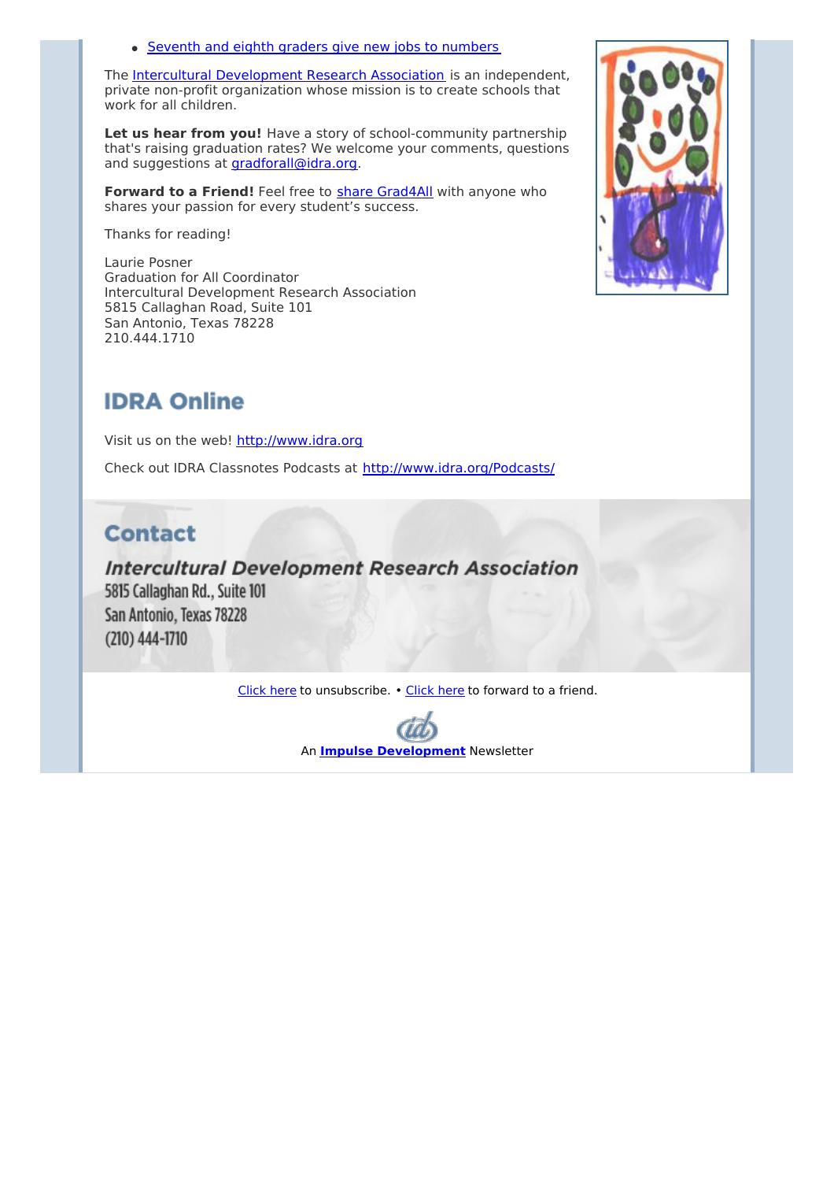- Seventh and eighth graders give new jobs to numbers

The Intercultural Development Research Association is an independent, private non-profit organization whose mission is to create schools that work for all children.

**Let us hear from you!** Have a story of school-community partnership that's raising graduation rates? We welcome your comments, questions and suggestions at gradforall@idra.org.

**Forward to a Friend!** Feel free to share Grad4All with anyone who shares your passion for every student's success.

Thanks for reading!

Laurie Posner
Graduation for All Coordinator
Intercultural Development Research Association
5815 Callaghan Road, Suite 101
San Antonio, Texas 78228
210.444.1710

## IDRA Online

Visit us on the web! http://www.idra.org

Check out IDRA Classnotes Podcasts at http://www.idra.org/Podcasts/

## Contact

***Intercultural Development Research Association***
5815 Callaghan Rd., Suite 101
San Antonio, Texas 78228
(210) 444-1710

Click here to unsubscribe. • Click here to forward to a friend.

An **Impulse Development** Newsletter